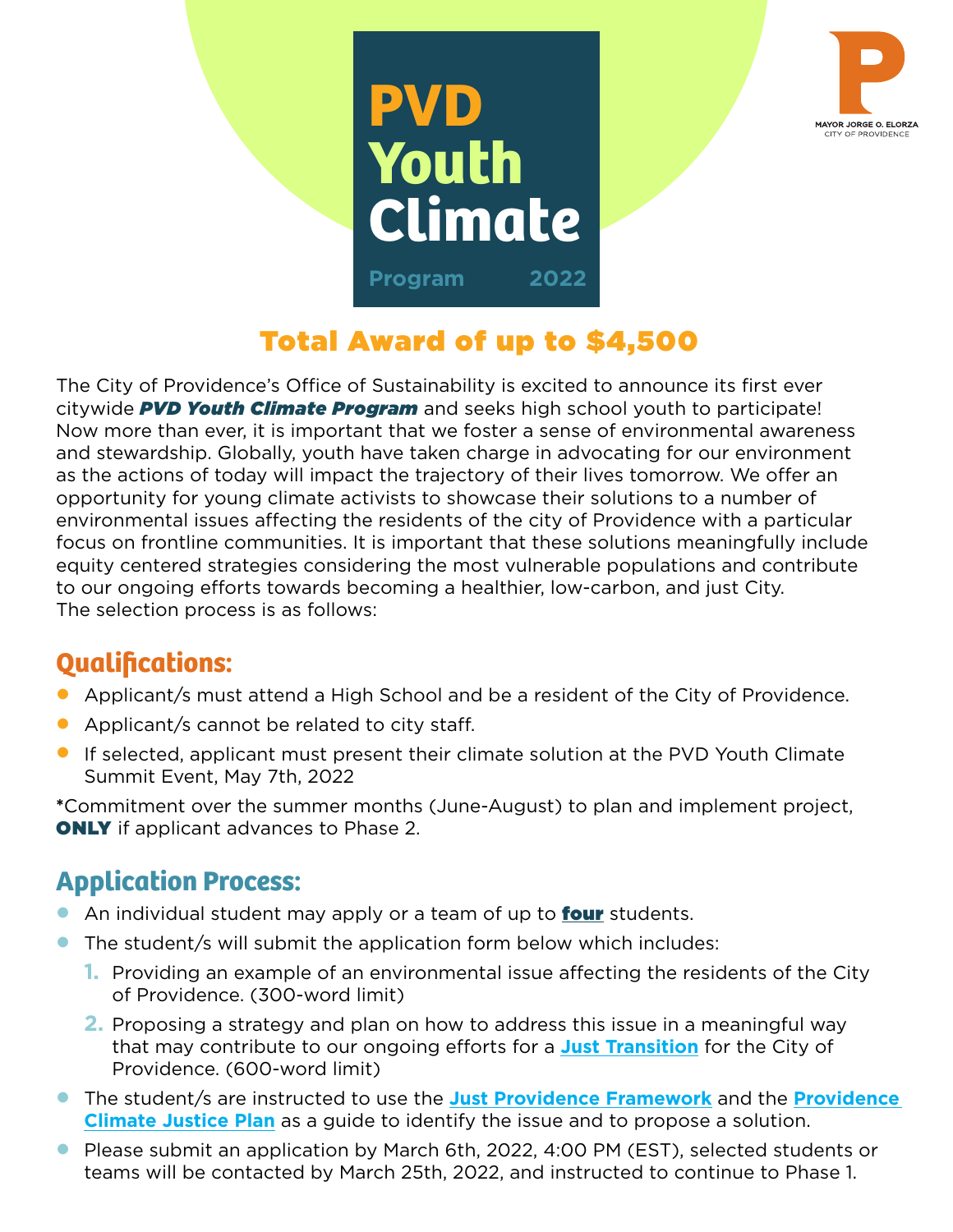# PVD Youth Climate

Program 2022

MAYOR JORGE O. ELORZA
CITY OF PROVIDENCE

## Total Award of up to $4,500

The City of Providence's Office of Sustainability is excited to announce its first ever citywide ***PVD Youth Climate Program*** and seeks high school youth to participate! Now more than ever, it is important that we foster a sense of environmental awareness and stewardship. Globally, youth have taken charge in advocating for our environment as the actions of today will impact the trajectory of their lives tomorrow. We offer an opportunity for young climate activists to showcase their solutions to a number of environmental issues affecting the residents of the city of Providence with a particular focus on frontline communities. It is important that these solutions meaningfully include equity centered strategies considering the most vulnerable populations and contribute to our ongoing efforts towards becoming a healthier, low-carbon, and just City.
The selection process is as follows:

## Qualifications:

- Applicant/s must attend a High School and be a resident of the City of Providence.
- Applicant/s cannot be related to city staff.
- If selected, applicant must present their climate solution at the PVD Youth Climate Summit Event, May 7th, 2022

*Commitment over the summer months (June-August) to plan and implement project, **ONLY** if applicant advances to Phase 2.

## Application Process:

- An individual student may apply or a team of up to **four** students.
- The student/s will submit the application form below which includes:
  1. Providing an example of an environmental issue affecting the residents of the City of Providence. (300-word limit)
  2. Proposing a strategy and plan on how to address this issue in a meaningful way that may contribute to our ongoing efforts for a **Just Transition** for the City of Providence. (600-word limit)
- The student/s are instructed to use the **Just Providence Framework** and the **Providence Climate Justice Plan** as a guide to identify the issue and to propose a solution.
- Please submit an application by March 6th, 2022, 4:00 PM (EST), selected students or teams will be contacted by March 25th, 2022, and instructed to continue to Phase 1.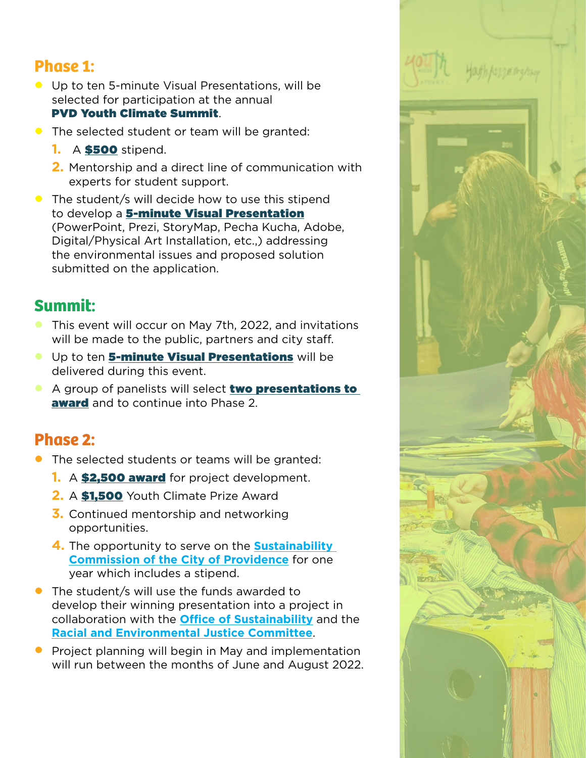## Phase 1:

- Up to ten 5-minute Visual Presentations, will be selected for participation at the annual **PVD Youth Climate Summit**.
- The selected student or team will be granted:
  1. A **$500** stipend.
  2. Mentorship and a direct line of communication with experts for student support.
- The student/s will decide how to use this stipend to develop a **5-minute Visual Presentation** (PowerPoint, Prezi, StoryMap, Pecha Kucha, Adobe, Digital/Physical Art Installation, etc.,) addressing the environmental issues and proposed solution submitted on the application.

## Summit:

- This event will occur on May 7th, 2022, and invitations will be made to the public, partners and city staff.
- Up to ten **5-minute Visual Presentations** will be delivered during this event.
- A group of panelists will select **two presentations to award** and to continue into Phase 2.

## Phase 2:

- The selected students or teams will be granted:
  1. A **$2,500 award** for project development.
  2. A **$1,500** Youth Climate Prize Award
  3. Continued mentorship and networking opportunities.
  4. The opportunity to serve on the **Sustainability Commission of the City of Providence** for one year which includes a stipend.
- The student/s will use the funds awarded to develop their winning presentation into a project in collaboration with the **Office of Sustainability** and the **Racial and Environmental Justice Committee**.
- Project planning will begin in May and implementation will run between the months of June and August 2022.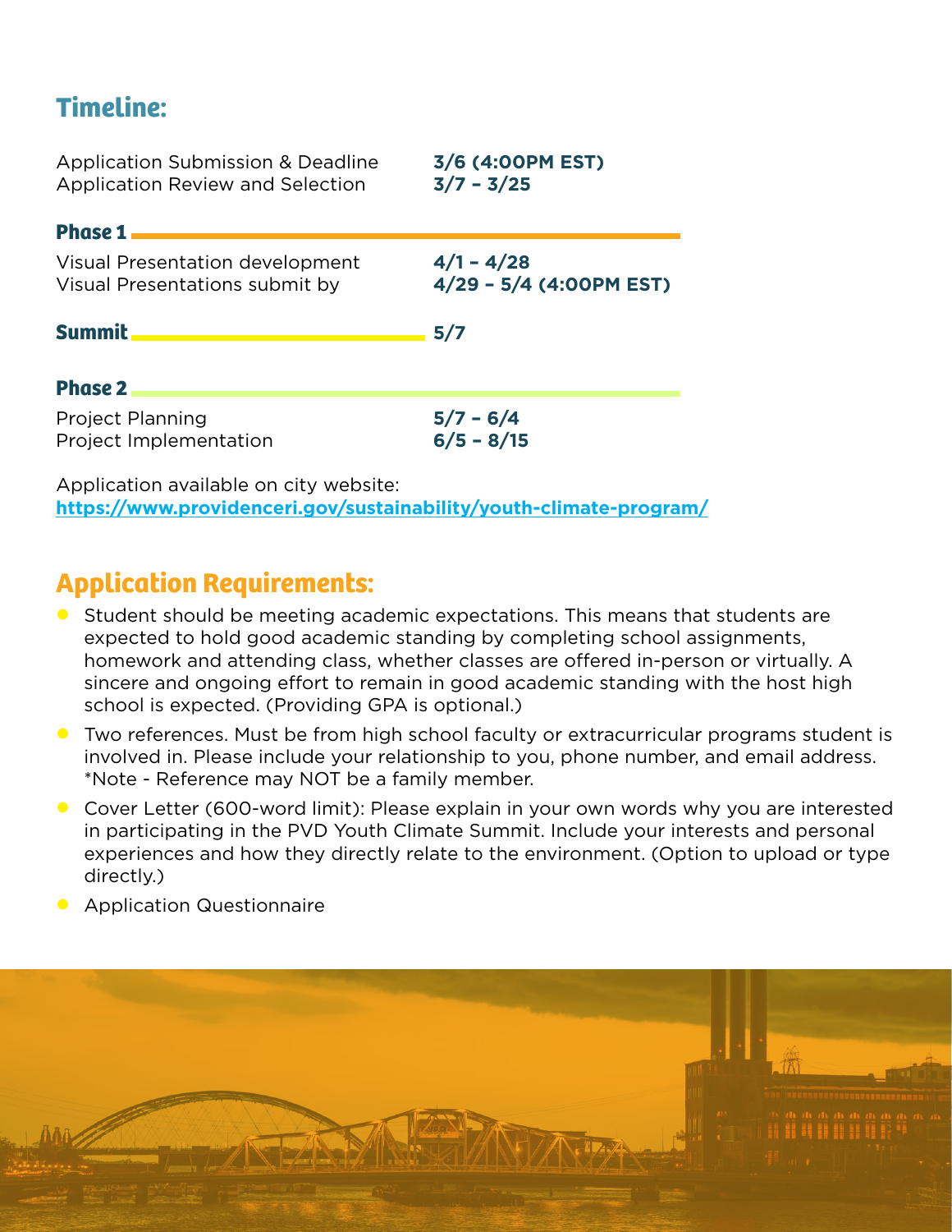## Timeline:

| | |
|---|---|
| Application Submission & Deadline | **3/6 (4:00PM EST)** |
| Application Review and Selection | **3/7 – 3/25** |

### Phase 1

| | |
|---|---|
| Visual Presentation development | **4/1 – 4/28** |
| Visual Presentations submit by | **4/29 – 5/4 (4:00PM EST)** |

### Summit

**5/7**

### Phase 2

| | |
|---|---|
| Project Planning | **5/7 – 6/4** |
| Project Implementation | **6/5 – 8/15** |

Application available on city website:
**https://www.providenceri.gov/sustainability/youth-climate-program/**

## Application Requirements:

- Student should be meeting academic expectations. This means that students are expected to hold good academic standing by completing school assignments, homework and attending class, whether classes are offered in-person or virtually. A sincere and ongoing effort to remain in good academic standing with the host high school is expected. (Providing GPA is optional.)
- Two references. Must be from high school faculty or extracurricular programs student is involved in. Please include your relationship to you, phone number, and email address. *Note - Reference may NOT be a family member.
- Cover Letter (600-word limit): Please explain in your own words why you are interested in participating in the PVD Youth Climate Summit. Include your interests and personal experiences and how they directly relate to the environment. (Option to upload or type directly.)
- Application Questionnaire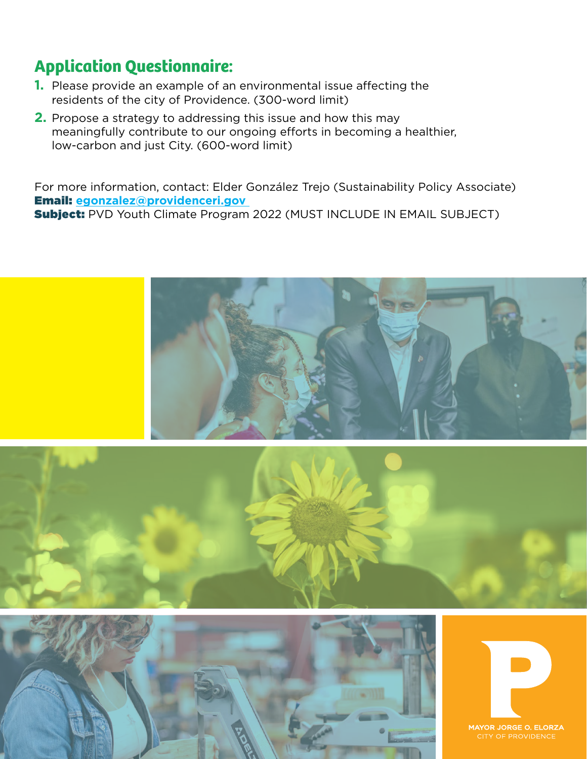## Application Questionnaire:

1. Please provide an example of an environmental issue affecting the residents of the city of Providence. (300-word limit)
2. Propose a strategy to addressing this issue and how this may meaningfully contribute to our ongoing efforts in becoming a healthier, low-carbon and just City. (600-word limit)

For more information, contact: Elder González Trejo (Sustainability Policy Associate)
**Email:** egonzalez@providenceri.gov
**Subject:** PVD Youth Climate Program 2022 (MUST INCLUDE IN EMAIL SUBJECT)

MAYOR JORGE O. ELORZA
CITY OF PROVIDENCE